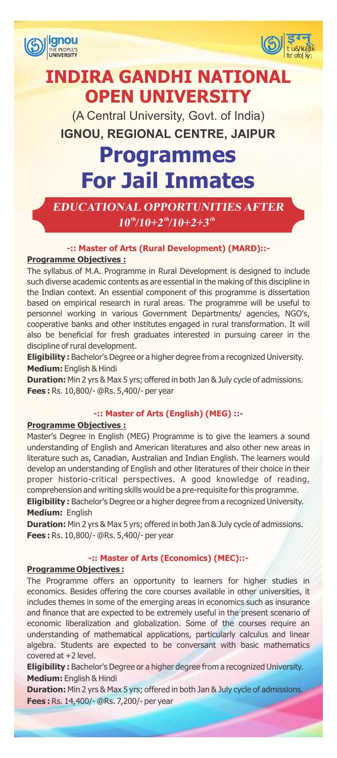# INDIRA GANDHI NATIONAL OPEN UNIVERSITY

(A Central University, Govt. of India)

**IGNOU, REGIONAL CENTRE, JAIPUR**

# Programmes For Jail Inmates

***EDUCATIONAL OPPORTUNITIES AFTER 10th/10+2th/10+2+3th***

### -:: Master of Arts (Rural Development) (MARD)::-

**Programme Objectives :**

The syllabus of M.A. Programme in Rural Development is designed to include such diverse academic contents as are essential in the making of this discipline in the Indian context. An essential component of this programme is dissertation based on empirical research in rural areas. The programme will be useful to personnel working in various Government Departments/ agencies, NGO's, cooperative banks and other institutes engaged in rural transformation. It will also be beneficial for fresh graduates interested in pursuing career in the discipline of rural development.

**Eligibility :** Bachelor's Degree or a higher degree from a recognized University.
**Medium:** English & Hindi
**Duration:** Min 2 yrs & Max 5 yrs; offered in both Jan & July cycle of admissions.
**Fees :** Rs. 10,800/- @Rs. 5,400/- per year

### -:: Master of Arts (English) (MEG) ::-

**Programme Objectives :**

Master's Degree in English (MEG) Programme is to give the learners a sound understanding of English and American literatures and also other new areas in literature such as, Canadian, Australian and Indian English. The learners would develop an understanding of English and other literatures of their choice in their proper historio-critical perspectives. A good knowledge of reading, comprehension and writing skills would be a pre-requisite for this programme.

**Eligibility :** Bachelor's Degree or a higher degree from a recognized University.
**Medium:** English
**Duration:** Min 2 yrs & Max 5 yrs; offered in both Jan & July cycle of admissions.
**Fees :** Rs. 10,800/- @Rs. 5,400/- per year

### -:: Master of Arts (Economics) (MEC)::-

**Programme Objectives :**

The Programme offers an opportunity to learners for higher studies in economics. Besides offering the core courses available in other universities, it includes themes in some of the emerging areas in economics such as insurance and finance that are expected to be extremely useful in the present scenario of economic liberalization and globalization. Some of the courses require an understanding of mathematical applications, particularly calculus and linear algebra. Students are expected to be conversant with basic mathematics covered at +2 level.

**Eligibility :** Bachelor's Degree or a higher degree from a recognized University.
**Medium:** English & Hindi
**Duration:** Min 2 yrs & Max 5 yrs; offered in both Jan & July cycle of admissions.
**Fees :** Rs. 14,400/- @Rs. 7,200/- per year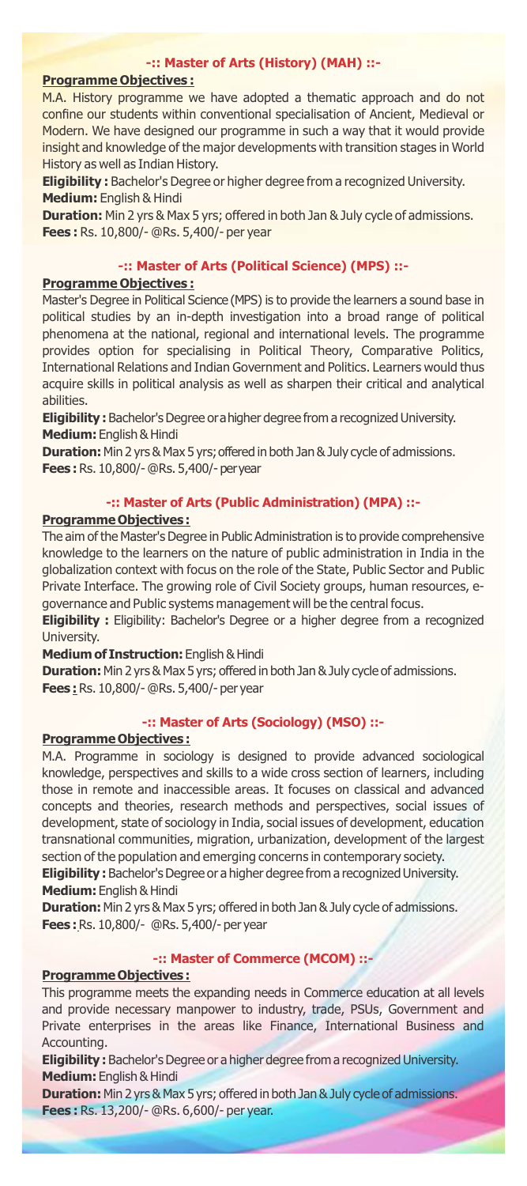## -:: Master of Arts (History) (MAH) ::-

**Programme Objectives :**

M.A. History programme we have adopted a thematic approach and do not confine our students within conventional specialisation of Ancient, Medieval or Modern. We have designed our programme in such a way that it would provide insight and knowledge of the major developments with transition stages in World History as well as Indian History.

**Eligibility :** Bachelor's Degree or higher degree from a recognized University.

**Medium:** English & Hindi

**Duration:** Min 2 yrs & Max 5 yrs; offered in both Jan & July cycle of admissions.

**Fees :** Rs. 10,800/- @Rs. 5,400/- per year

## -:: Master of Arts (Political Science) (MPS) ::-

**Programme Objectives :**

Master's Degree in Political Science (MPS) is to provide the learners a sound base in political studies by an in-depth investigation into a broad range of political phenomena at the national, regional and international levels. The programme provides option for specialising in Political Theory, Comparative Politics, International Relations and Indian Government and Politics. Learners would thus acquire skills in political analysis as well as sharpen their critical and analytical abilities.

**Eligibility :** Bachelor's Degree or a higher degree from a recognized University.

**Medium:** English & Hindi

**Duration:** Min 2 yrs & Max 5 yrs; offered in both Jan & July cycle of admissions.

**Fees :** Rs. 10,800/- @Rs. 5,400/- per year

## -:: Master of Arts (Public Administration) (MPA) ::-

**Programme Objectives :**

The aim of the Master's Degree in Public Administration is to provide comprehensive knowledge to the learners on the nature of public administration in India in the globalization context with focus on the role of the State, Public Sector and Public Private Interface. The growing role of Civil Society groups, human resources, e-governance and Public systems management will be the central focus.

**Eligibility :** Eligibility: Bachelor's Degree or a higher degree from a recognized University.

**Medium of Instruction:** English & Hindi

**Duration:** Min 2 yrs & Max 5 yrs; offered in both Jan & July cycle of admissions.

**Fees :** Rs. 10,800/- @Rs. 5,400/- per year

## -:: Master of Arts (Sociology) (MSO) ::-

**Programme Objectives :**

M.A. Programme in sociology is designed to provide advanced sociological knowledge, perspectives and skills to a wide cross section of learners, including those in remote and inaccessible areas. It focuses on classical and advanced concepts and theories, research methods and perspectives, social issues of development, state of sociology in India, social issues of development, education transnational communities, migration, urbanization, development of the largest section of the population and emerging concerns in contemporary society.

**Eligibility :** Bachelor's Degree or a higher degree from a recognized University.

**Medium:** English & Hindi

**Duration:** Min 2 yrs & Max 5 yrs; offered in both Jan & July cycle of admissions.

**Fees :** Rs. 10,800/- @Rs. 5,400/- per year

## -:: Master of Commerce (MCOM) ::-

**Programme Objectives :**

This programme meets the expanding needs in Commerce education at all levels and provide necessary manpower to industry, trade, PSUs, Government and Private enterprises in the areas like Finance, International Business and Accounting.

**Eligibility :** Bachelor's Degree or a higher degree from a recognized University.

**Medium:** English & Hindi

**Duration:** Min 2 yrs & Max 5 yrs; offered in both Jan & July cycle of admissions.

**Fees :** Rs. 13,200/- @Rs. 6,600/- per year.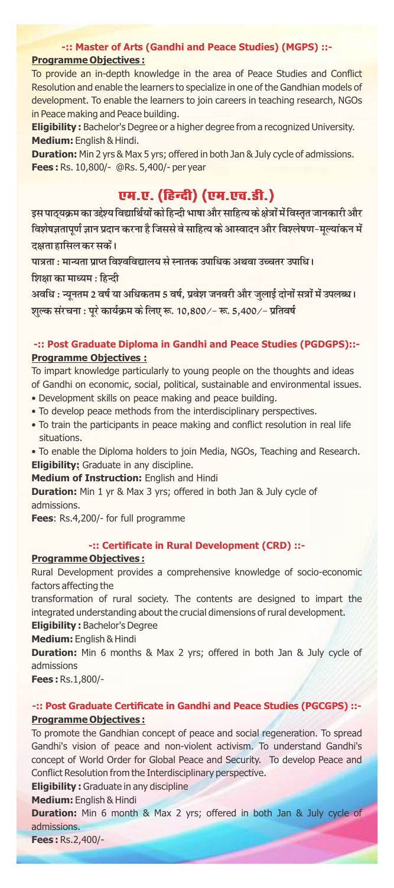## -:: Master of Arts (Gandhi and Peace Studies) (MGPS) ::-

**Programme Objectives :**

To provide an in-depth knowledge in the area of Peace Studies and Conflict Resolution and enable the learners to specialize in one of the Gandhian models of development. To enable the learners to join careers in teaching research, NGOs in Peace making and Peace building.

**Eligibility :** Bachelor's Degree or a higher degree from a recognized University.

**Medium:** English & Hindi.

**Duration:** Min 2 yrs & Max 5 yrs; offered in both Jan & July cycle of admissions.

**Fees :** Rs. 10,800/- @Rs. 5,400/- per year

## एम.ए. (हिन्दी) (एम.एच.डी.)

इस पाठ्यक्रम का उद्देश्य विद्यार्थियों को हिन्दी भाषा और साहित्य के क्षेत्रों में विस्तृत जानकारी और विशेषज्ञतापूर्ण ज्ञान प्रदान करना है जिससे वे साहित्य के आस्वादन और विश्लेषण-मूल्यांकन में दक्षता हासिल कर सकें।

पात्रता : मान्यता प्राप्त विश्वविद्यालय से स्नातक उपाधिक अथवा उच्चतर उपाधि।

शिक्षा का माध्यम : हिन्दी

अवधि : न्यूनतम 2 वर्ष या अधिकतम 5 वर्ष, प्रवेश जनवरी और जुलाई दोनों सत्रों में उपलब्ध।

शुल्क संरचना : पूरे कार्यक्रम के लिए रू. 10,800/- रू. 5,400/- प्रतिवर्ष

## -:: Post Graduate Diploma in Gandhi and Peace Studies (PGDGPS)::-

**Programme Objectives :**

To impart knowledge particularly to young people on the thoughts and ideas of Gandhi on economic, social, political, sustainable and environmental issues.

- Development skills on peace making and peace building.
- To develop peace methods from the interdisciplinary perspectives.
- To train the participants in peace making and conflict resolution in real life situations.
- To enable the Diploma holders to join Media, NGOs, Teaching and Research.

**Eligibility:** Graduate in any discipline.

**Medium of Instruction:** English and Hindi

**Duration:** Min 1 yr & Max 3 yrs; offered in both Jan & July cycle of admissions.

**Fees**: Rs.4,200/- for full programme

## -:: Certificate in Rural Development (CRD) ::-

**Programme Objectives :**

Rural Development provides a comprehensive knowledge of socio-economic factors affecting the transformation of rural society. The contents are designed to impart the integrated understanding about the crucial dimensions of rural development.

**Eligibility :** Bachelor's Degree

**Medium:** English & Hindi

**Duration:** Min 6 months & Max 2 yrs; offered in both Jan & July cycle of admissions

**Fees :** Rs.1,800/-

## -:: Post Graduate Certificate in Gandhi and Peace Studies (PGCGPS) ::-

**Programme Objectives :**

To promote the Gandhian concept of peace and social regeneration. To spread Gandhi's vision of peace and non-violent activism. To understand Gandhi's concept of World Order for Global Peace and Security. To develop Peace and Conflict Resolution from the Interdisciplinary perspective.

**Eligibility :** Graduate in any discipline

**Medium:** English & Hindi

**Duration:** Min 6 month & Max 2 yrs; offered in both Jan & July cycle of admissions.

**Fees :** Rs.2,400/-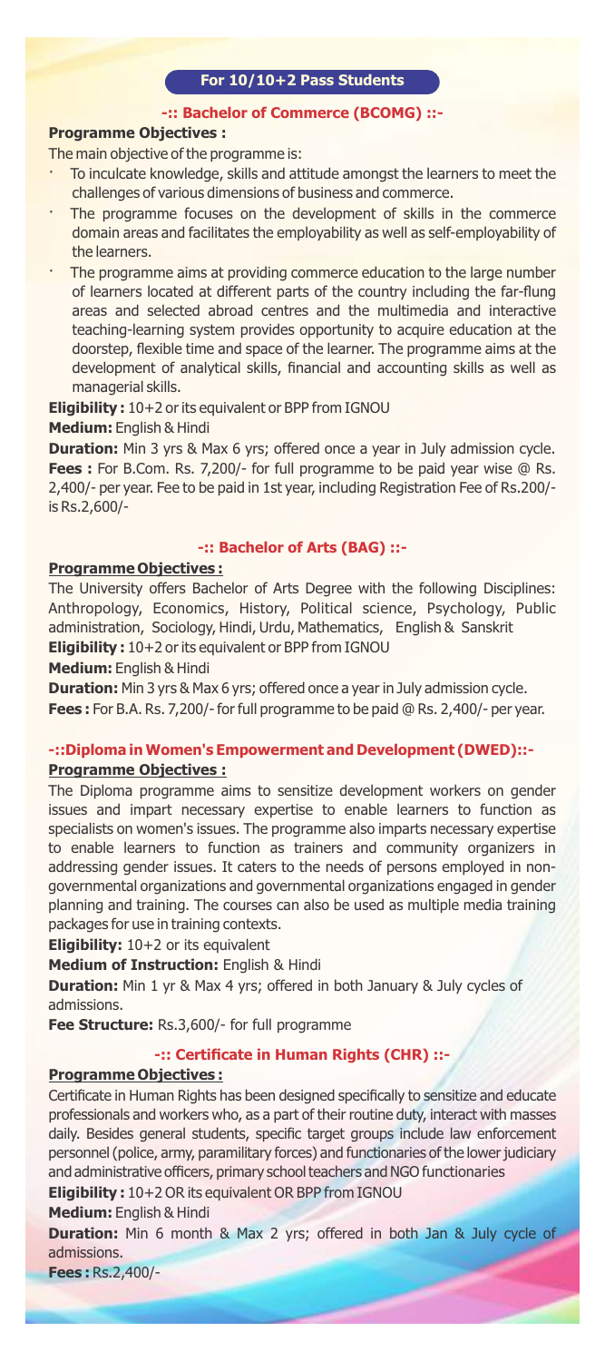**For 10/10+2 Pass Students**

## -:: Bachelor of Commerce (BCOMG) ::-

**Programme Objectives :**

The main objective of the programme is:

- To inculcate knowledge, skills and attitude amongst the learners to meet the challenges of various dimensions of business and commerce.
- The programme focuses on the development of skills in the commerce domain areas and facilitates the employability as well as self-employability of the learners.
- The programme aims at providing commerce education to the large number of learners located at different parts of the country including the far-flung areas and selected abroad centres and the multimedia and interactive teaching-learning system provides opportunity to acquire education at the doorstep, flexible time and space of the learner. The programme aims at the development of analytical skills, financial and accounting skills as well as managerial skills.

**Eligibility :** 10+2 or its equivalent or BPP from IGNOU

**Medium:** English & Hindi

**Duration:** Min 3 yrs & Max 6 yrs; offered once a year in July admission cycle.

**Fees :** For B.Com. Rs. 7,200/- for full programme to be paid year wise @ Rs. 2,400/- per year. Fee to be paid in 1st year, including Registration Fee of Rs.200/- is Rs.2,600/-

## -:: Bachelor of Arts (BAG) ::-

**Programme Objectives :**

The University offers Bachelor of Arts Degree with the following Disciplines: Anthropology, Economics, History, Political science, Psychology, Public administration, Sociology, Hindi, Urdu, Mathematics, English & Sanskrit

**Eligibility :** 10+2 or its equivalent or BPP from IGNOU

**Medium:** English & Hindi

**Duration:** Min 3 yrs & Max 6 yrs; offered once a year in July admission cycle.

**Fees :** For B.A. Rs. 7,200/- for full programme to be paid @ Rs. 2,400/- per year.

## -::Diploma in Women's Empowerment and Development (DWED)::-

**Programme Objectives :**

The Diploma programme aims to sensitize development workers on gender issues and impart necessary expertise to enable learners to function as specialists on women's issues. The programme also imparts necessary expertise to enable learners to function as trainers and community organizers in addressing gender issues. It caters to the needs of persons employed in non-governmental organizations and governmental organizations engaged in gender planning and training. The courses can also be used as multiple media training packages for use in training contexts.

**Eligibility:** 10+2 or its equivalent

**Medium of Instruction:** English & Hindi

**Duration:** Min 1 yr & Max 4 yrs; offered in both January & July cycles of admissions.

**Fee Structure:** Rs.3,600/- for full programme

## -:: Certificate in Human Rights (CHR) ::-

**Programme Objectives :**

Certificate in Human Rights has been designed specifically to sensitize and educate professionals and workers who, as a part of their routine duty, interact with masses daily. Besides general students, specific target groups include law enforcement personnel (police, army, paramilitary forces) and functionaries of the lower judiciary and administrative officers, primary school teachers and NGO functionaries

**Eligibility :** 10+2 OR its equivalent OR BPP from IGNOU

**Medium:** English & Hindi

**Duration:** Min 6 month & Max 2 yrs; offered in both Jan & July cycle of admissions.

**Fees :** Rs.2,400/-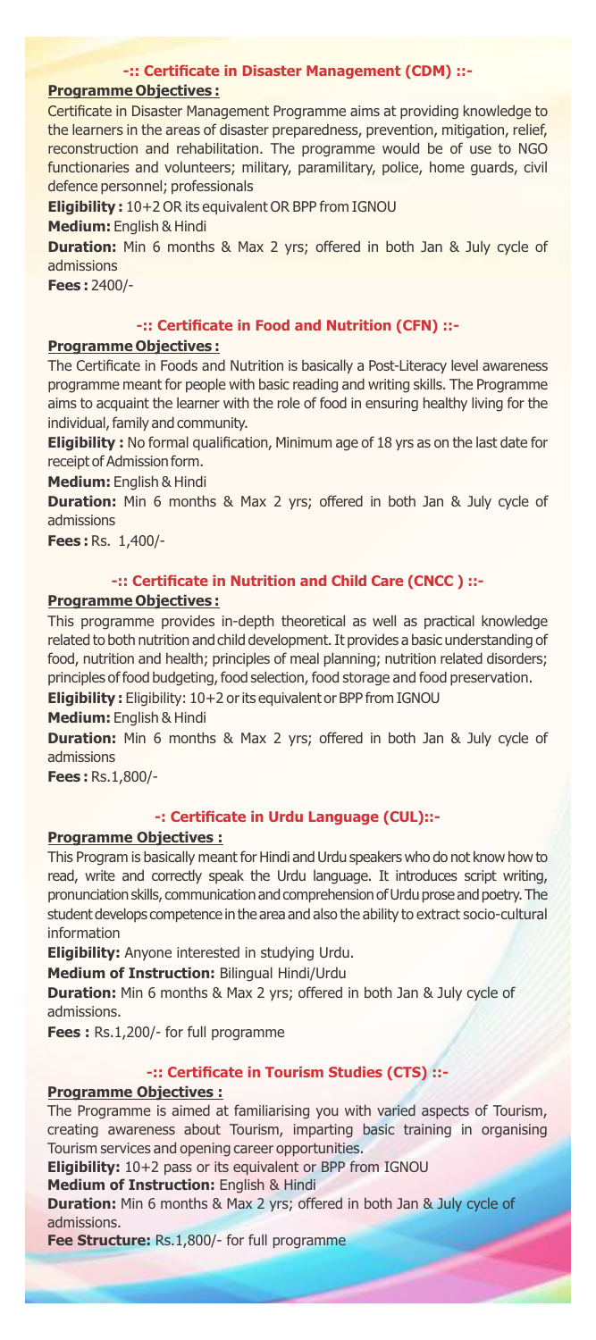## -:: Certificate in Disaster Management (CDM) ::-

**Programme Objectives :**

Certificate in Disaster Management Programme aims at providing knowledge to the learners in the areas of disaster preparedness, prevention, mitigation, relief, reconstruction and rehabilitation. The programme would be of use to NGO functionaries and volunteers; military, paramilitary, police, home guards, civil defence personnel; professionals

**Eligibility :** 10+2 OR its equivalent OR BPP from IGNOU

**Medium:** English & Hindi

**Duration:** Min 6 months & Max 2 yrs; offered in both Jan & July cycle of admissions

**Fees :** 2400/-

## -:: Certificate in Food and Nutrition (CFN) ::-

**Programme Objectives :**

The Certificate in Foods and Nutrition is basically a Post-Literacy level awareness programme meant for people with basic reading and writing skills. The Programme aims to acquaint the learner with the role of food in ensuring healthy living for the individual, family and community.

**Eligibility :** No formal qualification, Minimum age of 18 yrs as on the last date for receipt of Admission form.

**Medium:** English & Hindi

**Duration:** Min 6 months & Max 2 yrs; offered in both Jan & July cycle of admissions

**Fees :** Rs. 1,400/-

## -:: Certificate in Nutrition and Child Care (CNCC ) ::-

**Programme Objectives :**

This programme provides in-depth theoretical as well as practical knowledge related to both nutrition and child development. It provides a basic understanding of food, nutrition and health; principles of meal planning; nutrition related disorders; principles of food budgeting, food selection, food storage and food preservation.

**Eligibility :** Eligibility: 10+2 or its equivalent or BPP from IGNOU

**Medium:** English & Hindi

**Duration:** Min 6 months & Max 2 yrs; offered in both Jan & July cycle of admissions

**Fees :** Rs.1,800/-

## -: Certificate in Urdu Language (CUL)::-

**Programme Objectives :**

This Program is basically meant for Hindi and Urdu speakers who do not know how to read, write and correctly speak the Urdu language. It introduces script writing, pronunciation skills, communication and comprehension of Urdu prose and poetry. The student develops competence in the area and also the ability to extract socio-cultural information

**Eligibility:** Anyone interested in studying Urdu.

**Medium of Instruction:** Bilingual Hindi/Urdu

**Duration:** Min 6 months & Max 2 yrs; offered in both Jan & July cycle of admissions.

**Fees :** Rs.1,200/- for full programme

## -:: Certificate in Tourism Studies (CTS) ::-

**Programme Objectives :**

The Programme is aimed at familiarising you with varied aspects of Tourism, creating awareness about Tourism, imparting basic training in organising Tourism services and opening career opportunities.

**Eligibility:** 10+2 pass or its equivalent or BPP from IGNOU

**Medium of Instruction:** English & Hindi

**Duration:** Min 6 months & Max 2 yrs; offered in both Jan & July cycle of admissions.

**Fee Structure:** Rs.1,800/- for full programme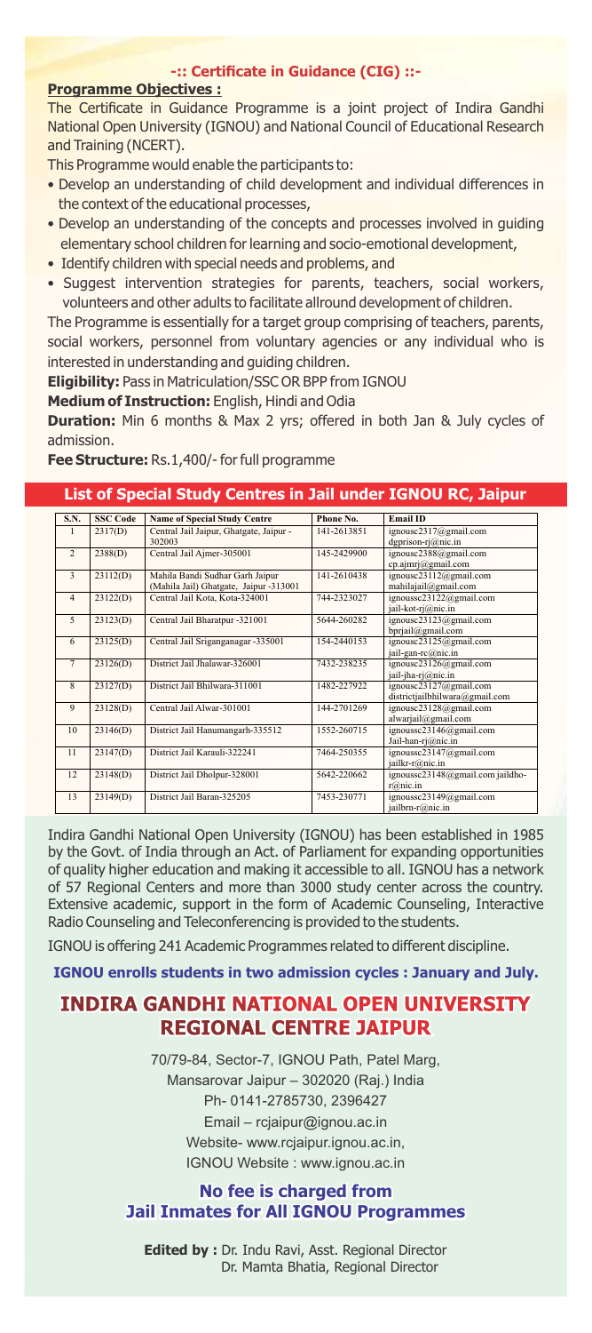## -:: Certificate in Guidance (CIG) ::-

**Programme Objectives :**

The Certificate in Guidance Programme is a joint project of Indira Gandhi National Open University (IGNOU) and National Council of Educational Research and Training (NCERT).

This Programme would enable the participants to:

- Develop an understanding of child development and individual differences in the context of the educational processes,
- Develop an understanding of the concepts and processes involved in guiding elementary school children for learning and socio-emotional development,
- Identify children with special needs and problems, and
- Suggest intervention strategies for parents, teachers, social workers, volunteers and other adults to facilitate allround development of children.

The Programme is essentially for a target group comprising of teachers, parents, social workers, personnel from voluntary agencies or any individual who is interested in understanding and guiding children.

**Eligibility:** Pass in Matriculation/SSC OR BPP from IGNOU

**Medium of Instruction:** English, Hindi and Odia

**Duration:** Min 6 months & Max 2 yrs; offered in both Jan & July cycles of admission.

**Fee Structure:** Rs.1,400/- for full programme

## List of Special Study Centres in Jail under IGNOU RC, Jaipur

| S.N. | SSC Code | Name of Special Study Centre | Phone No. | Email ID |
|---|---|---|---|---|
| 1 | 2317(D) | Central Jail Jaipur, Ghatgate, Jaipur - 302003 | 141-2613851 | ignousc2317@gmail.com dgprison-rj@nic.in |
| 2 | 2388(D) | Central Jail Ajmer-305001 | 145-2429900 | ignousc2388@gmail.com cp.ajmrj@gmail.com |
| 3 | 23112(D) | Mahila Bandi Sudhar Garh Jaipur (Mahila Jail) Ghatgate, Jaipur -313001 | 141-2610438 | ignousc23112@gmail.com mahilajail@gmail.com |
| 4 | 23122(D) | Central Jail Kota, Kota-324001 | 744-2323027 | ignousc23122@gmail.com jail-kot-rj@nic.in |
| 5 | 23123(D) | Central Jail Bharatpur -321001 | 5644-260282 | ignousc23123@gmail.com bprjail@gmail.com |
| 6 | 23125(D) | Central Jail Sriganganagar -335001 | 154-2440153 | ignousc23125@gmail.com jail-gan-rc@nic.in |
| 7 | 23126(D) | District Jail Jhalawar-326001 | 7432-238235 | ignousc23126@gmail.com jail-jha-rj@nic.in |
| 8 | 23127(D) | District Jail Bhilwara-311001 | 1482-227922 | ignousc23127@gmail.com districtjailbhilwara@gmail.com |
| 9 | 23128(D) | Central Jail Alwar-301001 | 144-2701269 | ignousc23128@gmail.com alwarjail@gmail.com |
| 10 | 23146(D) | District Jail Hanumangarh-335512 | 1552-260715 | ignoussc23146@gmail.com Jail-han-rj@nic.in |
| 11 | 23147(D) | District Jail Karauli-322241 | 7464-250355 | ignoussc23147@gmail.com jailkr-r@nic.in |
| 12 | 23148(D) | District Jail Dholpur-328001 | 5642-220662 | ignoussc23148@gmail.com jaildho-r@nic.in |
| 13 | 23149(D) | District Jail Baran-325205 | 7453-230771 | ignoussc23149@gmail.com jailbrn-r@nic.in |

Indira Gandhi National Open University (IGNOU) has been established in 1985 by the Govt. of India through an Act. of Parliament for expanding opportunities of quality higher education and making it accessible to all. IGNOU has a network of 57 Regional Centers and more than 3000 study center across the country. Extensive academic, support in the form of Academic Counseling, Interactive Radio Counseling and Teleconferencing is provided to the students.

IGNOU is offering 241 Academic Programmes related to different discipline.

**IGNOU enrolls students in two admission cycles : January and July.**

# INDIRA GANDHI NATIONAL OPEN UNIVERSITY REGIONAL CENTRE JAIPUR

70/79-84, Sector-7, IGNOU Path, Patel Marg,
Mansarovar Jaipur – 302020 (Raj.) India
Ph- 0141-2785730, 2396427
Email – rcjaipur@ignou.ac.in
Website- www.rcjaipur.ignou.ac.in,
IGNOU Website : www.ignou.ac.in

## No fee is charged from Jail Inmates for All IGNOU Programmes

**Edited by :** Dr. Indu Ravi, Asst. Regional Director
Dr. Mamta Bhatia, Regional Director